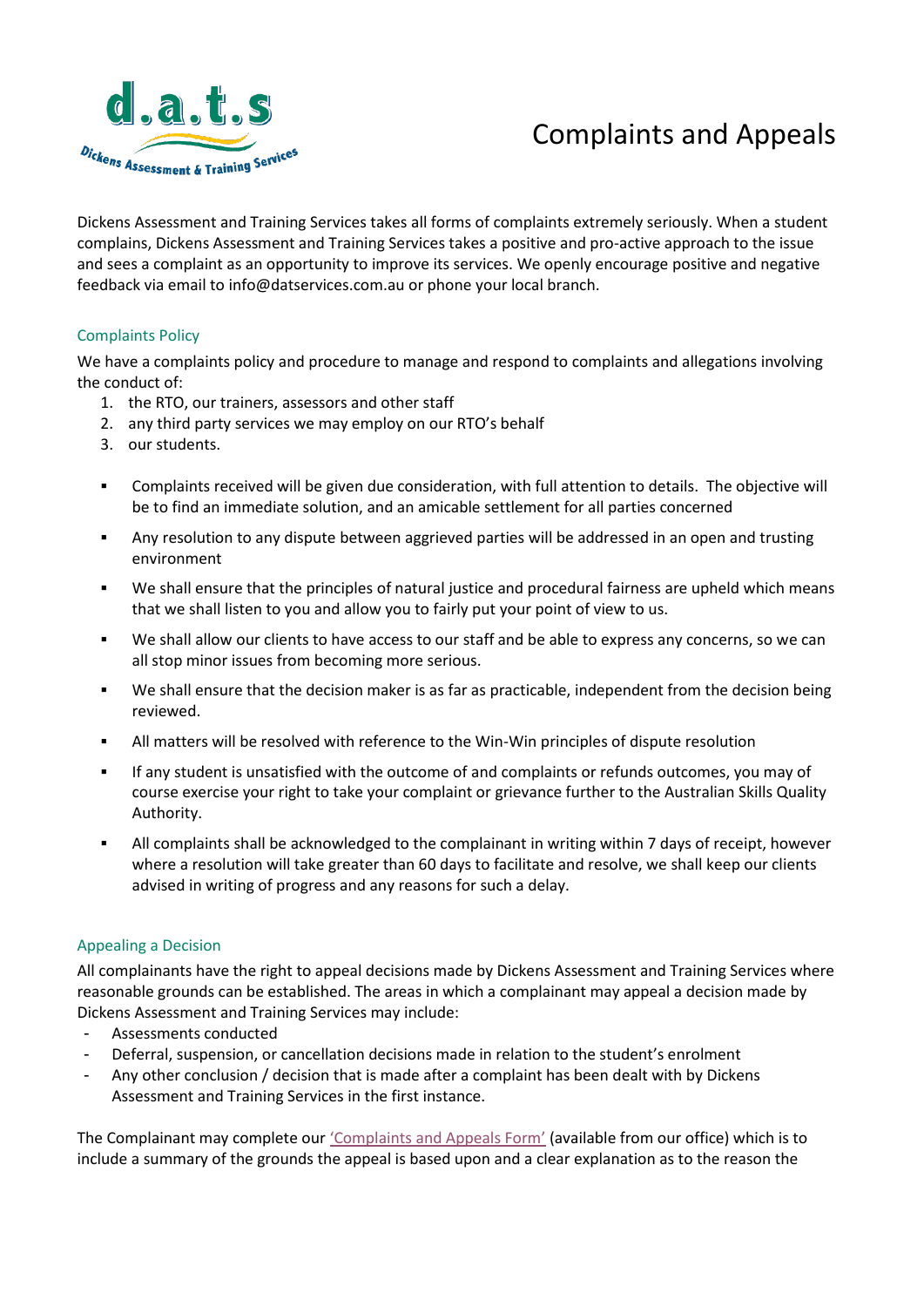# Complaints and Appeals

Dickens Assessment and Training Services takes all forms of complaints extremely seriously. When a student complains, Dickens Assessment and Training Services takes a positive and pro-active approach to the issue and sees a complaint as an opportunity to improve its services. We openly encourage positive and negative feedback via email to info@datservices.com.au or phone your local branch.

## Complaints Policy

We have a complaints policy and procedure to manage and respond to complaints and allegations involving the conduct of:

1. the RTO, our trainers, assessors and other staff
2. any third party services we may employ on our RTO's behalf
3. our students.

- Complaints received will be given due consideration, with full attention to details. The objective will be to find an immediate solution, and an amicable settlement for all parties concerned
- Any resolution to any dispute between aggrieved parties will be addressed in an open and trusting environment
- We shall ensure that the principles of natural justice and procedural fairness are upheld which means that we shall listen to you and allow you to fairly put your point of view to us.
- We shall allow our clients to have access to our staff and be able to express any concerns, so we can all stop minor issues from becoming more serious.
- We shall ensure that the decision maker is as far as practicable, independent from the decision being reviewed.
- All matters will be resolved with reference to the Win-Win principles of dispute resolution
- If any student is unsatisfied with the outcome of and complaints or refunds outcomes, you may of course exercise your right to take your complaint or grievance further to the Australian Skills Quality Authority.
- All complaints shall be acknowledged to the complainant in writing within 7 days of receipt, however where a resolution will take greater than 60 days to facilitate and resolve, we shall keep our clients advised in writing of progress and any reasons for such a delay.

## Appealing a Decision

All complainants have the right to appeal decisions made by Dickens Assessment and Training Services where reasonable grounds can be established. The areas in which a complainant may appeal a decision made by Dickens Assessment and Training Services may include:

- Assessments conducted
- Deferral, suspension, or cancellation decisions made in relation to the student's enrolment
- Any other conclusion / decision that is made after a complaint has been dealt with by Dickens Assessment and Training Services in the first instance.

The Complainant may complete our 'Complaints and Appeals Form' (available from our office) which is to include a summary of the grounds the appeal is based upon and a clear explanation as to the reason the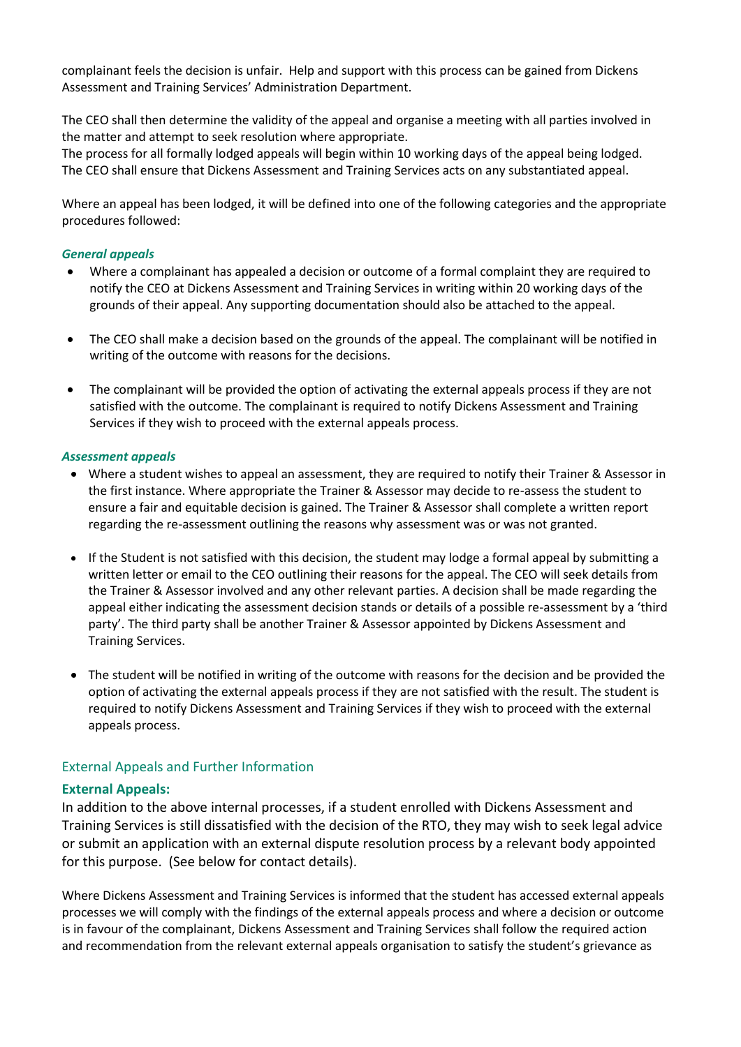complainant feels the decision is unfair. Help and support with this process can be gained from Dickens Assessment and Training Services' Administration Department.

The CEO shall then determine the validity of the appeal and organise a meeting with all parties involved in the matter and attempt to seek resolution where appropriate.
The process for all formally lodged appeals will begin within 10 working days of the appeal being lodged.
The CEO shall ensure that Dickens Assessment and Training Services acts on any substantiated appeal.

Where an appeal has been lodged, it will be defined into one of the following categories and the appropriate procedures followed:

***General appeals***

- Where a complainant has appealed a decision or outcome of a formal complaint they are required to notify the CEO at Dickens Assessment and Training Services in writing within 20 working days of the grounds of their appeal. Any supporting documentation should also be attached to the appeal.

- The CEO shall make a decision based on the grounds of the appeal. The complainant will be notified in writing of the outcome with reasons for the decisions.

- The complainant will be provided the option of activating the external appeals process if they are not satisfied with the outcome. The complainant is required to notify Dickens Assessment and Training Services if they wish to proceed with the external appeals process.

***Assessment appeals***

- Where a student wishes to appeal an assessment, they are required to notify their Trainer & Assessor in the first instance. Where appropriate the Trainer & Assessor may decide to re-assess the student to ensure a fair and equitable decision is gained. The Trainer & Assessor shall complete a written report regarding the re-assessment outlining the reasons why assessment was or was not granted.

- If the Student is not satisfied with this decision, the student may lodge a formal appeal by submitting a written letter or email to the CEO outlining their reasons for the appeal. The CEO will seek details from the Trainer & Assessor involved and any other relevant parties. A decision shall be made regarding the appeal either indicating the assessment decision stands or details of a possible re-assessment by a 'third party'. The third party shall be another Trainer & Assessor appointed by Dickens Assessment and Training Services.

- The student will be notified in writing of the outcome with reasons for the decision and be provided the option of activating the external appeals process if they are not satisfied with the result. The student is required to notify Dickens Assessment and Training Services if they wish to proceed with the external appeals process.

## External Appeals and Further Information

### External Appeals:

In addition to the above internal processes, if a student enrolled with Dickens Assessment and Training Services is still dissatisfied with the decision of the RTO, they may wish to seek legal advice or submit an application with an external dispute resolution process by a relevant body appointed for this purpose. (See below for contact details).

Where Dickens Assessment and Training Services is informed that the student has accessed external appeals processes we will comply with the findings of the external appeals process and where a decision or outcome is in favour of the complainant, Dickens Assessment and Training Services shall follow the required action and recommendation from the relevant external appeals organisation to satisfy the student's grievance as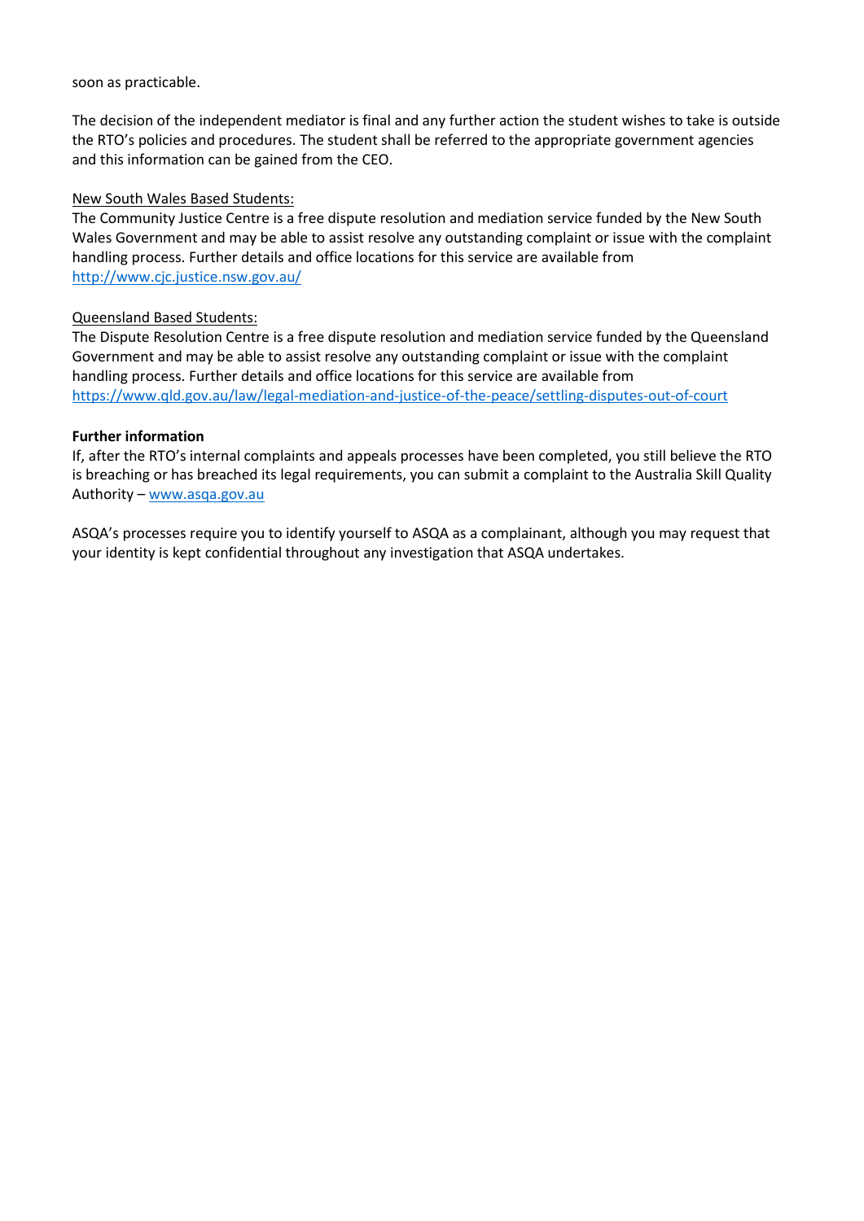soon as practicable.

The decision of the independent mediator is final and any further action the student wishes to take is outside the RTO's policies and procedures. The student shall be referred to the appropriate government agencies and this information can be gained from the CEO.

New South Wales Based Students:

The Community Justice Centre is a free dispute resolution and mediation service funded by the New South Wales Government and may be able to assist resolve any outstanding complaint or issue with the complaint handling process. Further details and office locations for this service are available from http://www.cjc.justice.nsw.gov.au/

Queensland Based Students:

The Dispute Resolution Centre is a free dispute resolution and mediation service funded by the Queensland Government and may be able to assist resolve any outstanding complaint or issue with the complaint handling process. Further details and office locations for this service are available from https://www.qld.gov.au/law/legal-mediation-and-justice-of-the-peace/settling-disputes-out-of-court

**Further information**

If, after the RTO's internal complaints and appeals processes have been completed, you still believe the RTO is breaching or has breached its legal requirements, you can submit a complaint to the Australia Skill Quality Authority – www.asqa.gov.au

ASQA's processes require you to identify yourself to ASQA as a complainant, although you may request that your identity is kept confidential throughout any investigation that ASQA undertakes.